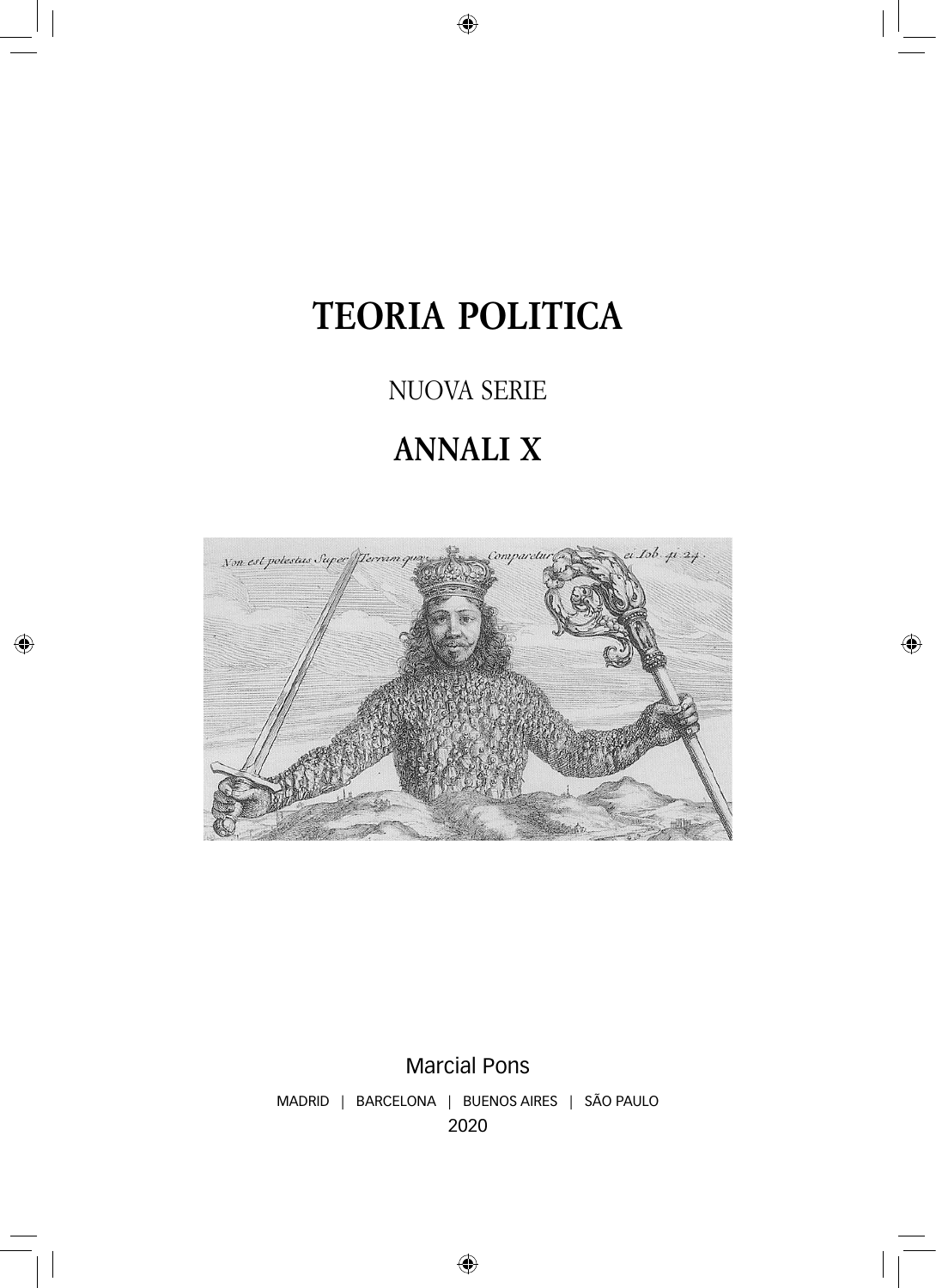# TEORIA POLITICA

NUOVA SERIE

## ANNALI X

Marcial Pons

MADRID | BARCELONA | BUENOS AIRES | SÃO PAULO

2020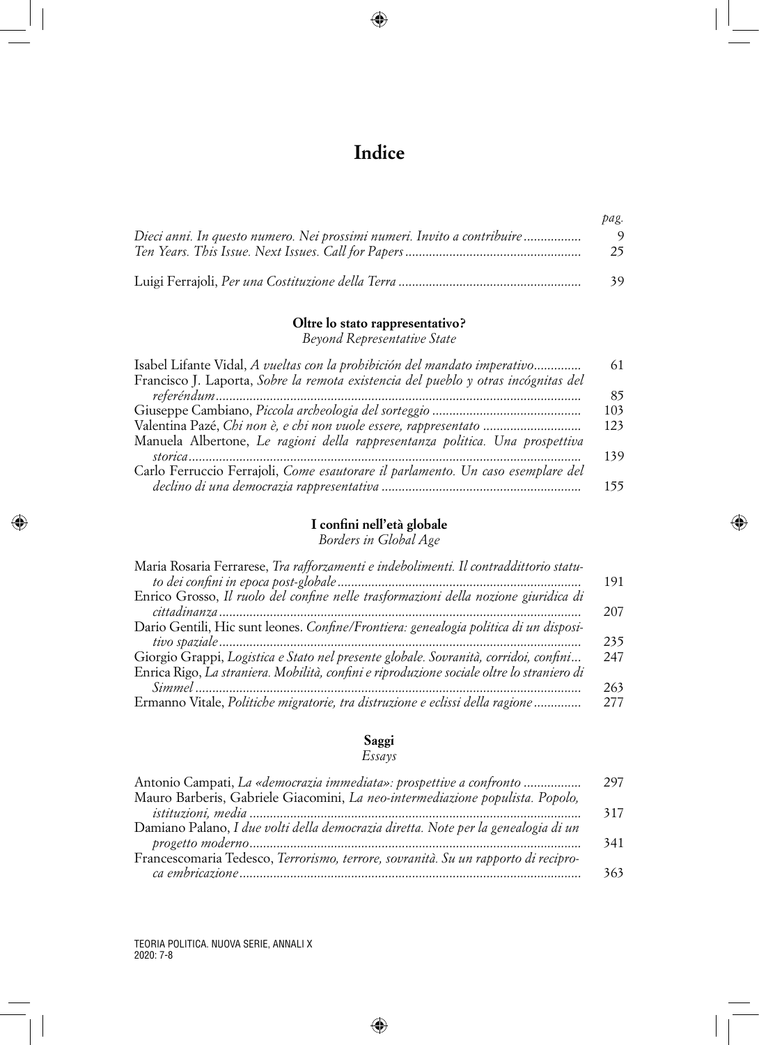# Indice

| | *pag.* |
|---|---|
| *Dieci anni. In questo numero. Nei prossimi numeri. Invito a contribuire* | 9 |
| *Ten Years. This Issue. Next Issues. Call for Papers* | 25 |
| Luigi Ferrajoli, *Per una Costituzione della Terra* | 39 |

## Oltre lo stato rappresentativo?
*Beyond Representative State*

| | |
|---|---|
| Isabel Lifante Vidal, *A vueltas con la prohibición del mandato imperativo* | 61 |
| Francisco J. Laporta, *Sobre la remota existencia del pueblo y otras incógnitas del referéndum* | 85 |
| Giuseppe Cambiano, *Piccola archeologia del sorteggio* | 103 |
| Valentina Pazé, *Chi non è, e chi non vuole essere, rappresentato* | 123 |
| Manuela Albertone, *Le ragioni della rappresentanza politica. Una prospettiva storica* | 139 |
| Carlo Ferruccio Ferrajoli, *Come esautorare il parlamento. Un caso esemplare del declino di una democrazia rappresentativa* | 155 |

## I confini nell'età globale
*Borders in Global Age*

| | |
|---|---|
| Maria Rosaria Ferrarese, *Tra rafforzamenti e indebolimenti. Il contraddittorio statuto dei confini in epoca post-globale* | 191 |
| Enrico Grosso, *Il ruolo del confine nelle trasformazioni della nozione giuridica di cittadinanza* | 207 |
| Dario Gentili, Hic sunt leones. *Confine/Frontiera: genealogia politica di un dispositivo spaziale* | 235 |
| Giorgio Grappi, *Logistica e Stato nel presente globale. Sovranità, corridoi, confini...* | 247 |
| Enrica Rigo, *La straniera. Mobilità, confini e riproduzione sociale oltre lo straniero di Simmel* | 263 |
| Ermanno Vitale, *Politiche migratorie, tra distruzione e eclissi della ragione* | 277 |

## Saggi
*Essays*

| | |
|---|---|
| Antonio Campati, *La «democrazia immediata»: prospettive a confronto* | 297 |
| Mauro Barberis, Gabriele Giacomini, *La neo-intermediazione populista. Popolo, istituzioni, media* | 317 |
| Damiano Palano, *I due volti della democrazia diretta. Note per la genealogia di un progetto moderno* | 341 |
| Francescomaria Tedesco, *Terrorismo, terrore, sovranità. Su un rapporto di reciproca embricazione* | 363 |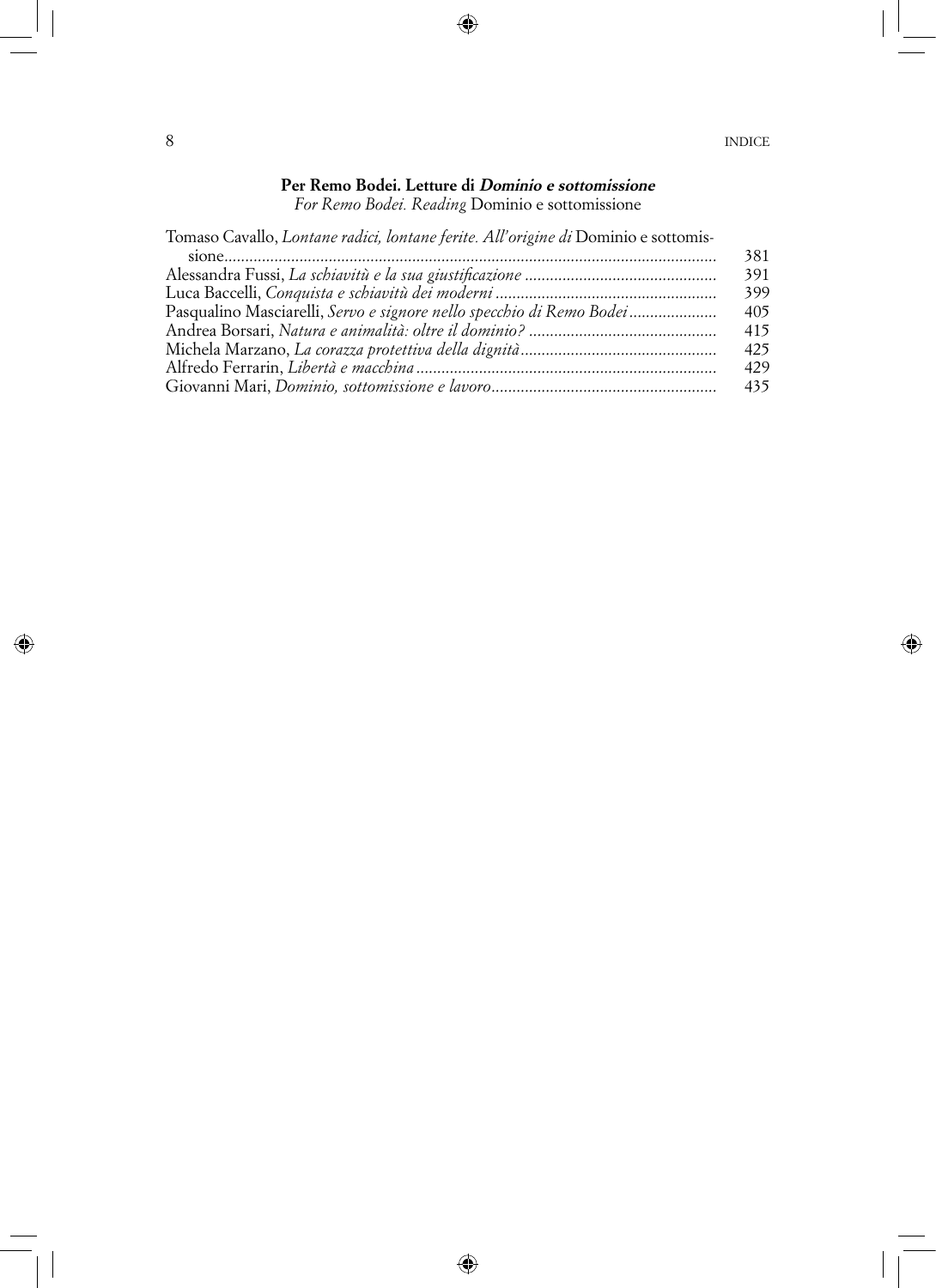## Per Remo Bodei. Letture di *Dominio e sottomissione*

*For Remo Bodei. Reading* Dominio e sottomissione

| | |
|---|---|
| Tomaso Cavallo, *Lontane radici, lontane ferite. All'origine di* Dominio e sottomissione | 381 |
| Alessandra Fussi, *La schiavitù e la sua giustificazione* | 391 |
| Luca Baccelli, *Conquista e schiavitù dei moderni* | 399 |
| Pasqualino Masciarelli, *Servo e signore nello specchio di Remo Bodei* | 405 |
| Andrea Borsari, *Natura e animalità: oltre il dominio?* | 415 |
| Michela Marzano, *La corazza protettiva della dignità* | 425 |
| Alfredo Ferrarin, *Libertà e macchina* | 429 |
| Giovanni Mari, *Dominio, sottomissione e lavoro* | 435 |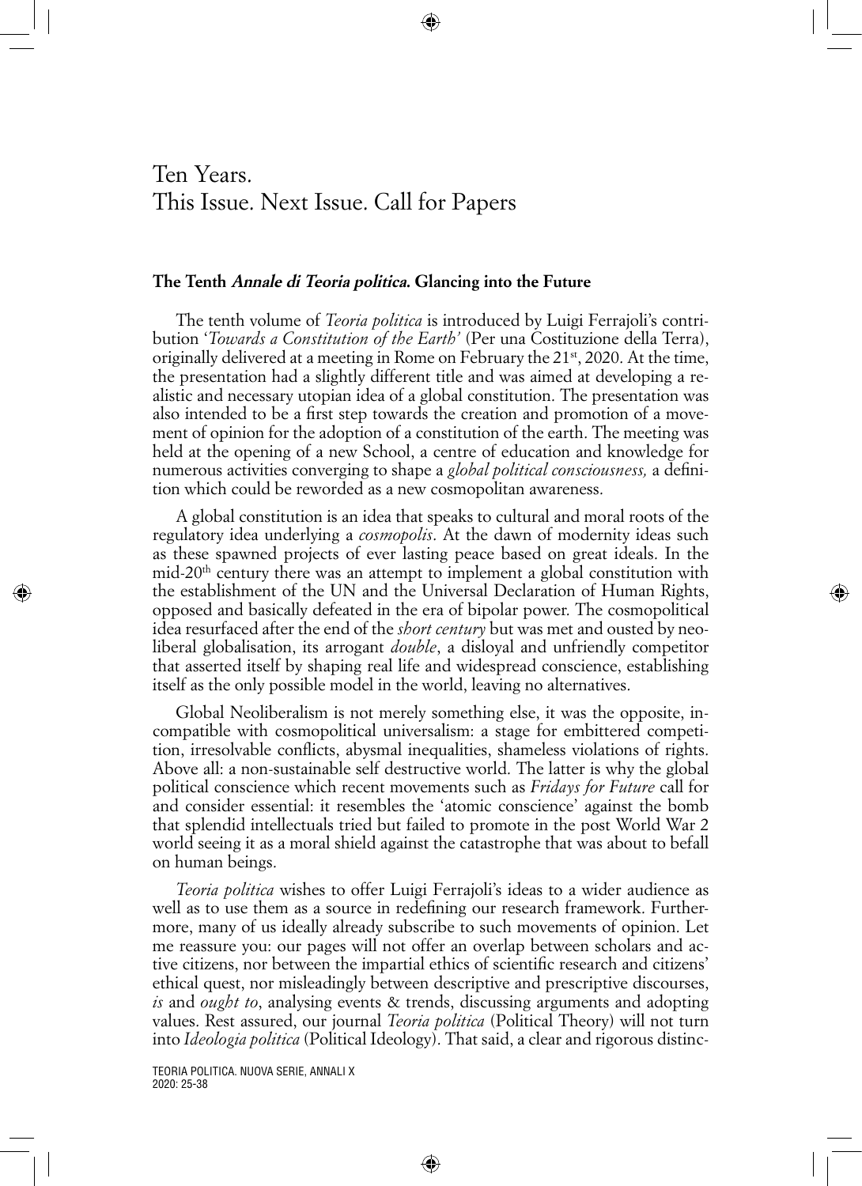# Ten Years.
# This Issue. Next Issue. Call for Papers

### The Tenth *Annale di Teoria politica*. Glancing into the Future

The tenth volume of *Teoria politica* is introduced by Luigi Ferrajoli's contribution '*Towards a Constitution of the Earth*' (Per una Costituzione della Terra), originally delivered at a meeting in Rome on February the 21st, 2020. At the time, the presentation had a slightly different title and was aimed at developing a realistic and necessary utopian idea of a global constitution. The presentation was also intended to be a first step towards the creation and promotion of a movement of opinion for the adoption of a constitution of the earth. The meeting was held at the opening of a new School, a centre of education and knowledge for numerous activities converging to shape a *global political consciousness,* a definition which could be reworded as a new cosmopolitan awareness.

A global constitution is an idea that speaks to cultural and moral roots of the regulatory idea underlying a *cosmopolis*. At the dawn of modernity ideas such as these spawned projects of ever lasting peace based on great ideals. In the mid-20th century there was an attempt to implement a global constitution with the establishment of the UN and the Universal Declaration of Human Rights, opposed and basically defeated in the era of bipolar power. The cosmopolitical idea resurfaced after the end of the *short century* but was met and ousted by neoliberal globalisation, its arrogant *double*, a disloyal and unfriendly competitor that asserted itself by shaping real life and widespread conscience, establishing itself as the only possible model in the world, leaving no alternatives.

Global Neoliberalism is not merely something else, it was the opposite, incompatible with cosmopolitical universalism: a stage for embittered competition, irresolvable conflicts, abysmal inequalities, shameless violations of rights. Above all: a non-sustainable self destructive world. The latter is why the global political conscience which recent movements such as *Fridays for Future* call for and consider essential: it resembles the 'atomic conscience' against the bomb that splendid intellectuals tried but failed to promote in the post World War 2 world seeing it as a moral shield against the catastrophe that was about to befall on human beings.

*Teoria politica* wishes to offer Luigi Ferrajoli's ideas to a wider audience as well as to use them as a source in redefining our research framework. Furthermore, many of us ideally already subscribe to such movements of opinion. Let me reassure you: our pages will not offer an overlap between scholars and active citizens, nor between the impartial ethics of scientific research and citizens' ethical quest, nor misleadingly between descriptive and prescriptive discourses, *is* and *ought to*, analysing events & trends, discussing arguments and adopting values. Rest assured, our journal *Teoria politica* (Political Theory) will not turn into *Ideologia politica* (Political Ideology). That said, a clear and rigorous distinc-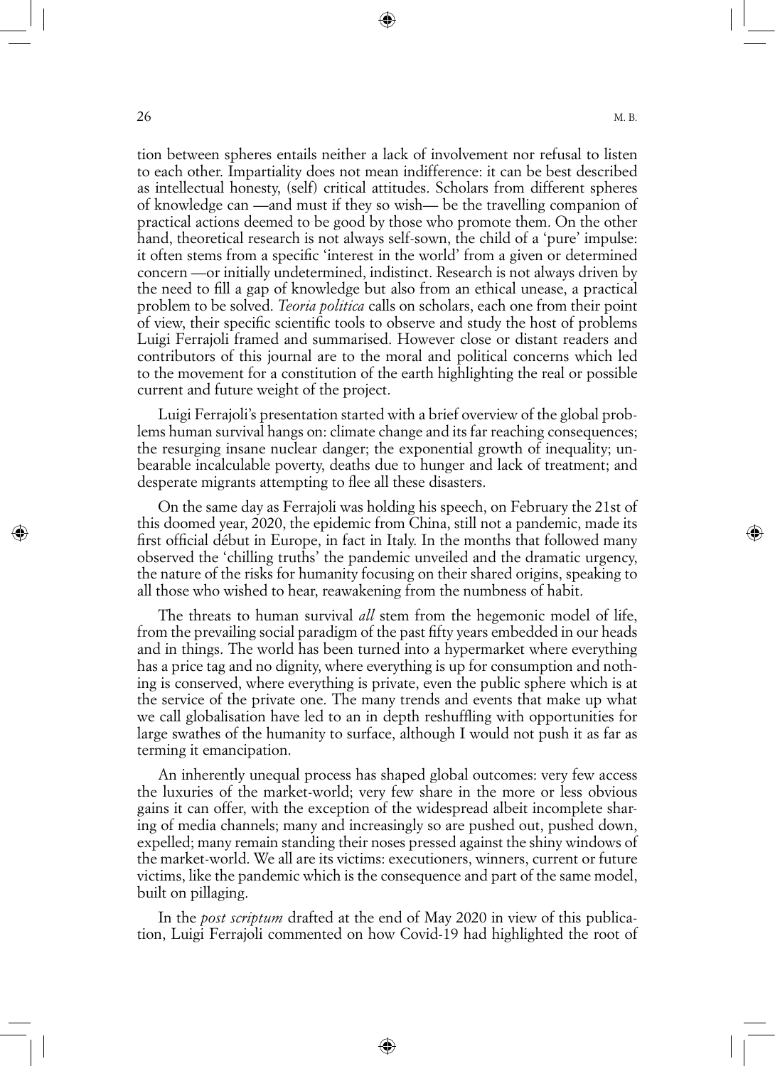tion between spheres entails neither a lack of involvement nor refusal to listen to each other. Impartiality does not mean indifference: it can be best described as intellectual honesty, (self) critical attitudes. Scholars from different spheres of knowledge can —and must if they so wish— be the travelling companion of practical actions deemed to be good by those who promote them. On the other hand, theoretical research is not always self-sown, the child of a 'pure' impulse: it often stems from a specific 'interest in the world' from a given or determined concern —or initially undetermined, indistinct. Research is not always driven by the need to fill a gap of knowledge but also from an ethical unease, a practical problem to be solved. *Teoria politica* calls on scholars, each one from their point of view, their specific scientific tools to observe and study the host of problems Luigi Ferrajoli framed and summarised. However close or distant readers and contributors of this journal are to the moral and political concerns which led to the movement for a constitution of the earth highlighting the real or possible current and future weight of the project.

Luigi Ferrajoli's presentation started with a brief overview of the global problems human survival hangs on: climate change and its far reaching consequences; the resurging insane nuclear danger; the exponential growth of inequality; unbearable incalculable poverty, deaths due to hunger and lack of treatment; and desperate migrants attempting to flee all these disasters.

On the same day as Ferrajoli was holding his speech, on February the 21st of this doomed year, 2020, the epidemic from China, still not a pandemic, made its first official début in Europe, in fact in Italy. In the months that followed many observed the 'chilling truths' the pandemic unveiled and the dramatic urgency, the nature of the risks for humanity focusing on their shared origins, speaking to all those who wished to hear, reawakening from the numbness of habit.

The threats to human survival *all* stem from the hegemonic model of life, from the prevailing social paradigm of the past fifty years embedded in our heads and in things. The world has been turned into a hypermarket where everything has a price tag and no dignity, where everything is up for consumption and nothing is conserved, where everything is private, even the public sphere which is at the service of the private one. The many trends and events that make up what we call globalisation have led to an in depth reshuffling with opportunities for large swathes of the humanity to surface, although I would not push it as far as terming it emancipation.

An inherently unequal process has shaped global outcomes: very few access the luxuries of the market-world; very few share in the more or less obvious gains it can offer, with the exception of the widespread albeit incomplete sharing of media channels; many and increasingly so are pushed out, pushed down, expelled; many remain standing their noses pressed against the shiny windows of the market-world. We all are its victims: executioners, winners, current or future victims, like the pandemic which is the consequence and part of the same model, built on pillaging.

In the *post scriptum* drafted at the end of May 2020 in view of this publication, Luigi Ferrajoli commented on how Covid-19 had highlighted the root of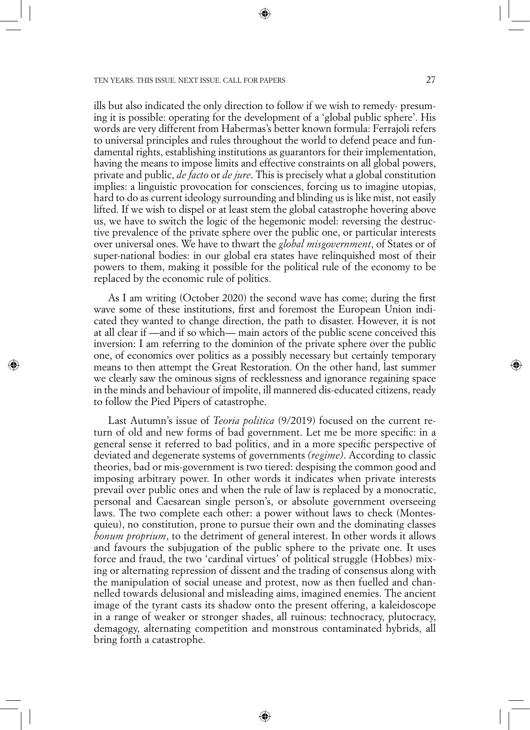ills but also indicated the only direction to follow if we wish to remedy- presuming it is possible: operating for the development of a 'global public sphere'. His words are very different from Habermas's better known formula: Ferrajoli refers to universal principles and rules throughout the world to defend peace and fundamental rights, establishing institutions as guarantors for their implementation, having the means to impose limits and effective constraints on all global powers, private and public, *de facto* or *de jure*. This is precisely what a global constitution implies: a linguistic provocation for consciences, forcing us to imagine utopias, hard to do as current ideology surrounding and blinding us is like mist, not easily lifted. If we wish to dispel or at least stem the global catastrophe hovering above us, we have to switch the logic of the hegemonic model: reversing the destructive prevalence of the private sphere over the public one, or particular interests over universal ones. We have to thwart the *global misgovernment*, of States or of super-national bodies: in our global era states have relinquished most of their powers to them, making it possible for the political rule of the economy to be replaced by the economic rule of politics.

As I am writing (October 2020) the second wave has come; during the first wave some of these institutions, first and foremost the European Union indicated they wanted to change direction, the path to disaster. However, it is not at all clear if —and if so which— main actors of the public scene conceived this inversion: I am referring to the dominion of the private sphere over the public one, of economics over politics as a possibly necessary but certainly temporary means to then attempt the Great Restoration. On the other hand, last summer we clearly saw the ominous signs of recklessness and ignorance regaining space in the minds and behaviour of impolite, ill mannered dis-educated citizens, ready to follow the Pied Pipers of catastrophe.

Last Autumn's issue of *Teoria politica* (9/2019) focused on the current return of old and new forms of bad government. Let me be more specific: in a general sense it referred to bad politics, and in a more specific perspective of deviated and degenerate systems of governments *(regime)*. According to classic theories, bad or mis-government is two tiered: despising the common good and imposing arbitrary power. In other words it indicates when private interests prevail over public ones and when the rule of law is replaced by a monocratic, personal and Caesarean single person's, or absolute government overseeing laws. The two complete each other: a power without laws to check (Montesquieu), no constitution, prone to pursue their own and the dominating classes *bonum proprium*, to the detriment of general interest. In other words it allows and favours the subjugation of the public sphere to the private one. It uses force and fraud, the two 'cardinal virtues' of political struggle (Hobbes) mixing or alternating repression of dissent and the trading of consensus along with the manipulation of social unease and protest, now as then fuelled and channelled towards delusional and misleading aims, imagined enemies. The ancient image of the tyrant casts its shadow onto the present offering, a kaleidoscope in a range of weaker or stronger shades, all ruinous: technocracy, plutocracy, demagogy, alternating competition and monstrous contaminated hybrids, all bring forth a catastrophe.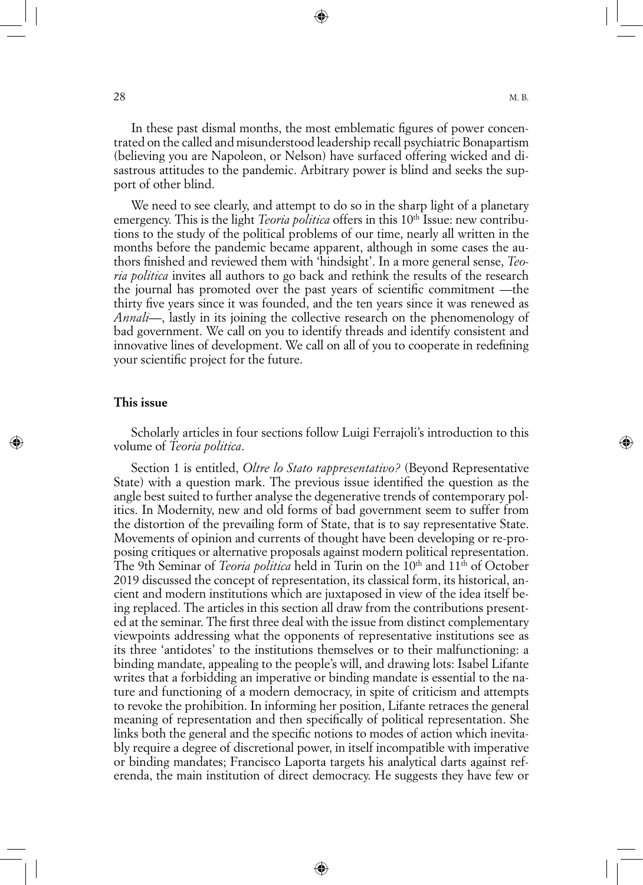In these past dismal months, the most emblematic figures of power concentrated on the called and misunderstood leadership recall psychiatric Bonapartism (believing you are Napoleon, or Nelson) have surfaced offering wicked and disastrous attitudes to the pandemic. Arbitrary power is blind and seeks the support of other blind.

We need to see clearly, and attempt to do so in the sharp light of a planetary emergency. This is the light *Teoria politica* offers in this 10th Issue: new contributions to the study of the political problems of our time, nearly all written in the months before the pandemic became apparent, although in some cases the authors finished and reviewed them with 'hindsight'. In a more general sense, *Teoria politica* invites all authors to go back and rethink the results of the research the journal has promoted over the past years of scientific commitment —the thirty five years since it was founded, and the ten years since it was renewed as *Annali*—, lastly in its joining the collective research on the phenomenology of bad government. We call on you to identify threads and identify consistent and innovative lines of development. We call on all of you to cooperate in redefining your scientific project for the future.

## This issue

Scholarly articles in four sections follow Luigi Ferrajoli's introduction to this volume of *Teoria politica*.

Section 1 is entitled, *Oltre lo Stato rappresentativo?* (Beyond Representative State) with a question mark. The previous issue identified the question as the angle best suited to further analyse the degenerative trends of contemporary politics. In Modernity, new and old forms of bad government seem to suffer from the distortion of the prevailing form of State, that is to say representative State. Movements of opinion and currents of thought have been developing or re-proposing critiques or alternative proposals against modern political representation. The 9th Seminar of *Teoria politica* held in Turin on the 10th and 11th of October 2019 discussed the concept of representation, its classical form, its historical, ancient and modern institutions which are juxtaposed in view of the idea itself being replaced. The articles in this section all draw from the contributions presented at the seminar. The first three deal with the issue from distinct complementary viewpoints addressing what the opponents of representative institutions see as its three 'antidotes' to the institutions themselves or to their malfunctioning: a binding mandate, appealing to the people's will, and drawing lots: Isabel Lifante writes that a forbidding an imperative or binding mandate is essential to the nature and functioning of a modern democracy, in spite of criticism and attempts to revoke the prohibition. In informing her position, Lifante retraces the general meaning of representation and then specifically of political representation. She links both the general and the specific notions to modes of action which inevitably require a degree of discretional power, in itself incompatible with imperative or binding mandates; Francisco Laporta targets his analytical darts against referenda, the main institution of direct democracy. He suggests they have few or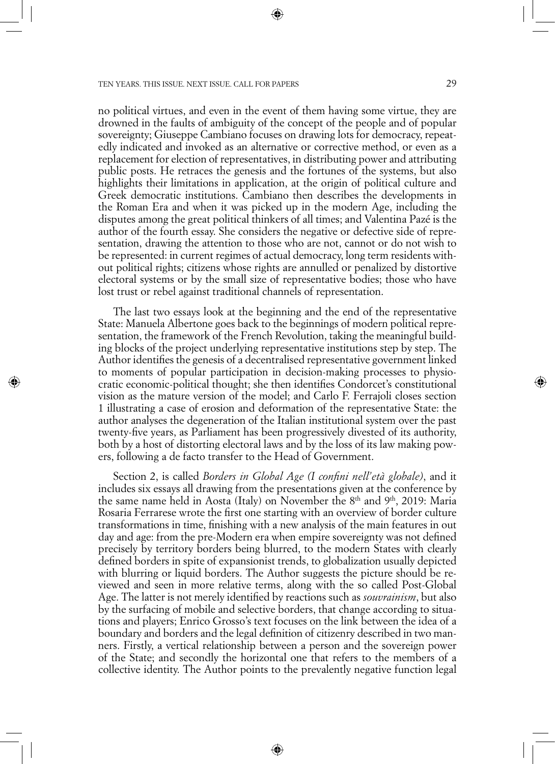no political virtues, and even in the event of them having some virtue, they are drowned in the faults of ambiguity of the concept of the people and of popular sovereignty; Giuseppe Cambiano focuses on drawing lots for democracy, repeatedly indicated and invoked as an alternative or corrective method, or even as a replacement for election of representatives, in distributing power and attributing public posts. He retraces the genesis and the fortunes of the systems, but also highlights their limitations in application, at the origin of political culture and Greek democratic institutions. Cambiano then describes the developments in the Roman Era and when it was picked up in the modern Age, including the disputes among the great political thinkers of all times; and Valentina Pazé is the author of the fourth essay. She considers the negative or defective side of representation, drawing the attention to those who are not, cannot or do not wish to be represented: in current regimes of actual democracy, long term residents without political rights; citizens whose rights are annulled or penalized by distortive electoral systems or by the small size of representative bodies; those who have lost trust or rebel against traditional channels of representation.

The last two essays look at the beginning and the end of the representative State: Manuela Albertone goes back to the beginnings of modern political representation, the framework of the French Revolution, taking the meaningful building blocks of the project underlying representative institutions step by step. The Author identifies the genesis of a decentralised representative government linked to moments of popular participation in decision-making processes to physiocratic economic-political thought; she then identifies Condorcet's constitutional vision as the mature version of the model; and Carlo F. Ferrajoli closes section 1 illustrating a case of erosion and deformation of the representative State: the author analyses the degeneration of the Italian institutional system over the past twenty-five years, as Parliament has been progressively divested of its authority, both by a host of distorting electoral laws and by the loss of its law making powers, following a de facto transfer to the Head of Government.

Section 2, is called *Borders in Global Age (I confini nell'età globale)*, and it includes six essays all drawing from the presentations given at the conference by the same name held in Aosta (Italy) on November the 8th and 9th, 2019: Maria Rosaria Ferrarese wrote the first one starting with an overview of border culture transformations in time, finishing with a new analysis of the main features in out day and age: from the pre-Modern era when empire sovereignty was not defined precisely by territory borders being blurred, to the modern States with clearly defined borders in spite of expansionist trends, to globalization usually depicted with blurring or liquid borders. The Author suggests the picture should be reviewed and seen in more relative terms, along with the so called Post-Global Age. The latter is not merely identified by reactions such as *souvrainism*, but also by the surfacing of mobile and selective borders, that change according to situations and players; Enrico Grosso's text focuses on the link between the idea of a boundary and borders and the legal definition of citizenry described in two manners. Firstly, a vertical relationship between a person and the sovereign power of the State; and secondly the horizontal one that refers to the members of a collective identity. The Author points to the prevalently negative function legal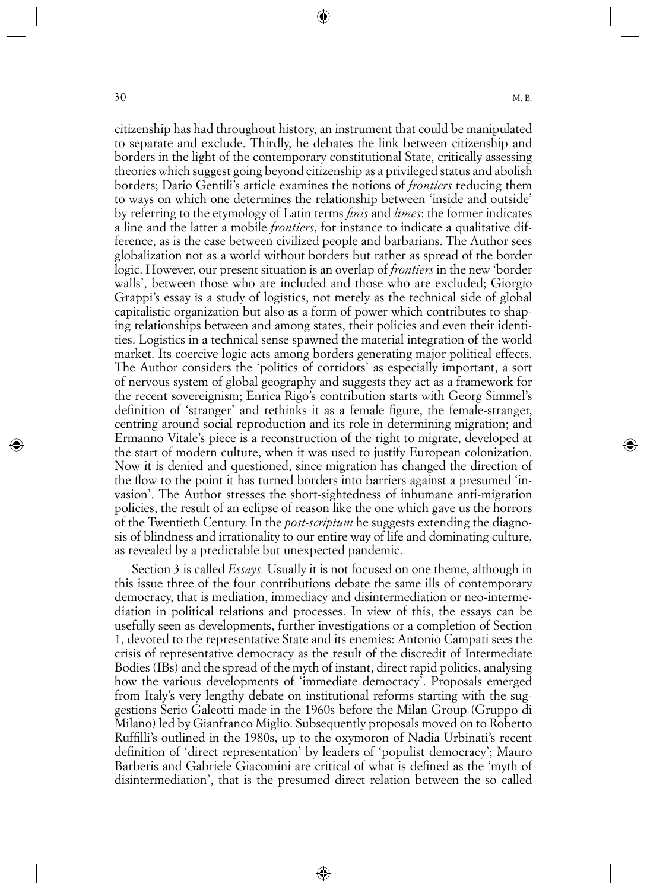citizenship has had throughout history, an instrument that could be manipulated to separate and exclude. Thirdly, he debates the link between citizenship and borders in the light of the contemporary constitutional State, critically assessing theories which suggest going beyond citizenship as a privileged status and abolish borders; Dario Gentili's article examines the notions of *frontiers* reducing them to ways on which one determines the relationship between 'inside and outside' by referring to the etymology of Latin terms *finis* and *limes*: the former indicates a line and the latter a mobile *frontiers*, for instance to indicate a qualitative difference, as is the case between civilized people and barbarians. The Author sees globalization not as a world without borders but rather as spread of the border logic. However, our present situation is an overlap of *frontiers* in the new 'border walls', between those who are included and those who are excluded; Giorgio Grappi's essay is a study of logistics, not merely as the technical side of global capitalistic organization but also as a form of power which contributes to shaping relationships between and among states, their policies and even their identities. Logistics in a technical sense spawned the material integration of the world market. Its coercive logic acts among borders generating major political effects. The Author considers the 'politics of corridors' as especially important, a sort of nervous system of global geography and suggests they act as a framework for the recent sovereignism; Enrica Rigo's contribution starts with Georg Simmel's definition of 'stranger' and rethinks it as a female figure, the female-stranger, centring around social reproduction and its role in determining migration; and Ermanno Vitale's piece is a reconstruction of the right to migrate, developed at the start of modern culture, when it was used to justify European colonization. Now it is denied and questioned, since migration has changed the direction of the flow to the point it has turned borders into barriers against a presumed 'invasion'. The Author stresses the short-sightedness of inhumane anti-migration policies, the result of an eclipse of reason like the one which gave us the horrors of the Twentieth Century. In the *post-scriptum* he suggests extending the diagnosis of blindness and irrationality to our entire way of life and dominating culture, as revealed by a predictable but unexpected pandemic.

Section 3 is called *Essays.* Usually it is not focused on one theme, although in this issue three of the four contributions debate the same ills of contemporary democracy, that is mediation, immediacy and disintermediation or neo-intermediation in political relations and processes. In view of this, the essays can be usefully seen as developments, further investigations or a completion of Section 1, devoted to the representative State and its enemies: Antonio Campati sees the crisis of representative democracy as the result of the discredit of Intermediate Bodies (IBs) and the spread of the myth of instant, direct rapid politics, analysing how the various developments of 'immediate democracy'. Proposals emerged from Italy's very lengthy debate on institutional reforms starting with the suggestions Serio Galeotti made in the 1960s before the Milan Group (Gruppo di Milano) led by Gianfranco Miglio. Subsequently proposals moved on to Roberto Ruffilli's outlined in the 1980s, up to the oxymoron of Nadia Urbinati's recent definition of 'direct representation' by leaders of 'populist democracy'; Mauro Barberis and Gabriele Giacomini are critical of what is defined as the 'myth of disintermediation', that is the presumed direct relation between the so called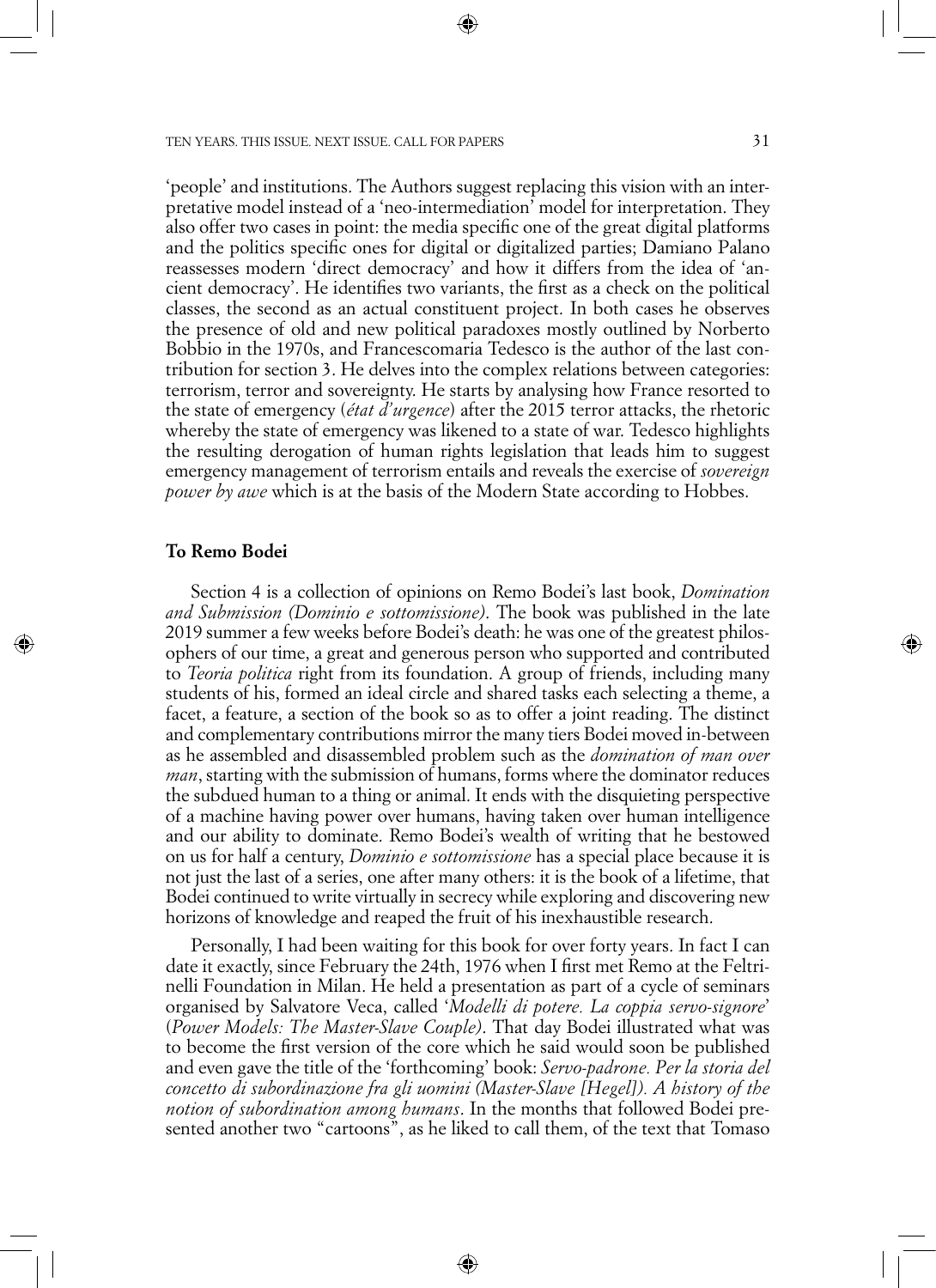'people' and institutions. The Authors suggest replacing this vision with an interpretative model instead of a 'neo-intermediation' model for interpretation. They also offer two cases in point: the media specific one of the great digital platforms and the politics specific ones for digital or digitalized parties; Damiano Palano reassesses modern 'direct democracy' and how it differs from the idea of 'ancient democracy'. He identifies two variants, the first as a check on the political classes, the second as an actual constituent project. In both cases he observes the presence of old and new political paradoxes mostly outlined by Norberto Bobbio in the 1970s, and Francescomaria Tedesco is the author of the last contribution for section 3. He delves into the complex relations between categories: terrorism, terror and sovereignty. He starts by analysing how France resorted to the state of emergency (*état d'urgence*) after the 2015 terror attacks, the rhetoric whereby the state of emergency was likened to a state of war. Tedesco highlights the resulting derogation of human rights legislation that leads him to suggest emergency management of terrorism entails and reveals the exercise of *sovereign power by awe* which is at the basis of the Modern State according to Hobbes.

## To Remo Bodei

Section 4 is a collection of opinions on Remo Bodei's last book, *Domination and Submission (Dominio e sottomissione)*. The book was published in the late 2019 summer a few weeks before Bodei's death: he was one of the greatest philosophers of our time, a great and generous person who supported and contributed to *Teoria politica* right from its foundation. A group of friends, including many students of his, formed an ideal circle and shared tasks each selecting a theme, a facet, a feature, a section of the book so as to offer a joint reading. The distinct and complementary contributions mirror the many tiers Bodei moved in-between as he assembled and disassembled problem such as the *domination of man over man*, starting with the submission of humans, forms where the dominator reduces the subdued human to a thing or animal. It ends with the disquieting perspective of a machine having power over humans, having taken over human intelligence and our ability to dominate. Remo Bodei's wealth of writing that he bestowed on us for half a century, *Dominio e sottomissione* has a special place because it is not just the last of a series, one after many others: it is the book of a lifetime, that Bodei continued to write virtually in secrecy while exploring and discovering new horizons of knowledge and reaped the fruit of his inexhaustible research.

Personally, I had been waiting for this book for over forty years. In fact I can date it exactly, since February the 24th, 1976 when I first met Remo at the Feltrinelli Foundation in Milan. He held a presentation as part of a cycle of seminars organised by Salvatore Veca, called '*Modelli di potere. La coppia servo-signore*' (*Power Models: The Master-Slave Couple*). That day Bodei illustrated what was to become the first version of the core which he said would soon be published and even gave the title of the 'forthcoming' book: *Servo-padrone. Per la storia del concetto di subordinazione fra gli uomini (Master-Slave [Hegel]). A history of the notion of subordination among humans*. In the months that followed Bodei presented another two "cartoons", as he liked to call them, of the text that Tomaso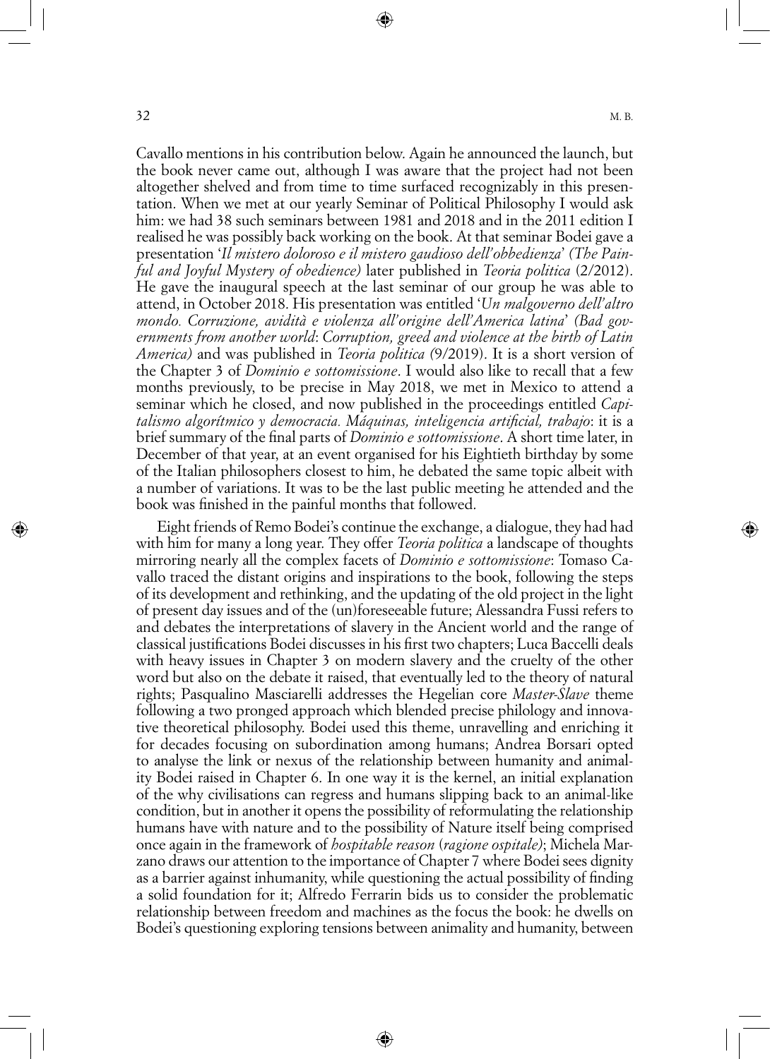Cavallo mentions in his contribution below. Again he announced the launch, but the book never came out, although I was aware that the project had not been altogether shelved and from time to time surfaced recognizably in this presentation. When we met at our yearly Seminar of Political Philosophy I would ask him: we had 38 such seminars between 1981 and 2018 and in the 2011 edition I realised he was possibly back working on the book. At that seminar Bodei gave a presentation '*Il mistero doloroso e il mistero gaudioso dell'obbedienza*' *(The Painful and Joyful Mystery of obedience)* later published in *Teoria politica* (2/2012). He gave the inaugural speech at the last seminar of our group he was able to attend, in October 2018. His presentation was entitled '*Un malgoverno dell'altro mondo. Corruzione, avidità e violenza all'origine dell'America latina*' *(Bad governments from another world*: *Corruption, greed and violence at the birth of Latin America)* and was published in *Teoria politica (*9/2019). It is a short version of the Chapter 3 of *Dominio e sottomissione*. I would also like to recall that a few months previously, to be precise in May 2018, we met in Mexico to attend a seminar which he closed, and now published in the proceedings entitled *Capitalismo algorítmico y democracia. Máquinas, inteligencia artificial, trabajo*: it is a brief summary of the final parts of *Dominio e sottomissione*. A short time later, in December of that year, at an event organised for his Eightieth birthday by some of the Italian philosophers closest to him, he debated the same topic albeit with a number of variations. It was to be the last public meeting he attended and the book was finished in the painful months that followed.

Eight friends of Remo Bodei's continue the exchange, a dialogue, they had had with him for many a long year. They offer *Teoria politica* a landscape of thoughts mirroring nearly all the complex facets of *Dominio e sottomissione*: Tomaso Cavallo traced the distant origins and inspirations to the book, following the steps of its development and rethinking, and the updating of the old project in the light of present day issues and of the (un)foreseeable future; Alessandra Fussi refers to and debates the interpretations of slavery in the Ancient world and the range of classical justifications Bodei discusses in his first two chapters; Luca Baccelli deals with heavy issues in Chapter 3 on modern slavery and the cruelty of the other word but also on the debate it raised, that eventually led to the theory of natural rights; Pasqualino Masciarelli addresses the Hegelian core *Master-Slave* theme following a two pronged approach which blended precise philology and innovative theoretical philosophy. Bodei used this theme, unravelling and enriching it for decades focusing on subordination among humans; Andrea Borsari opted to analyse the link or nexus of the relationship between humanity and animality Bodei raised in Chapter 6. In one way it is the kernel, an initial explanation of the why civilisations can regress and humans slipping back to an animal-like condition, but in another it opens the possibility of reformulating the relationship humans have with nature and to the possibility of Nature itself being comprised once again in the framework of *hospitable reason* (*ragione ospitale)*; Michela Marzano draws our attention to the importance of Chapter 7 where Bodei sees dignity as a barrier against inhumanity, while questioning the actual possibility of finding a solid foundation for it; Alfredo Ferrarin bids us to consider the problematic relationship between freedom and machines as the focus the book: he dwells on Bodei's questioning exploring tensions between animality and humanity, between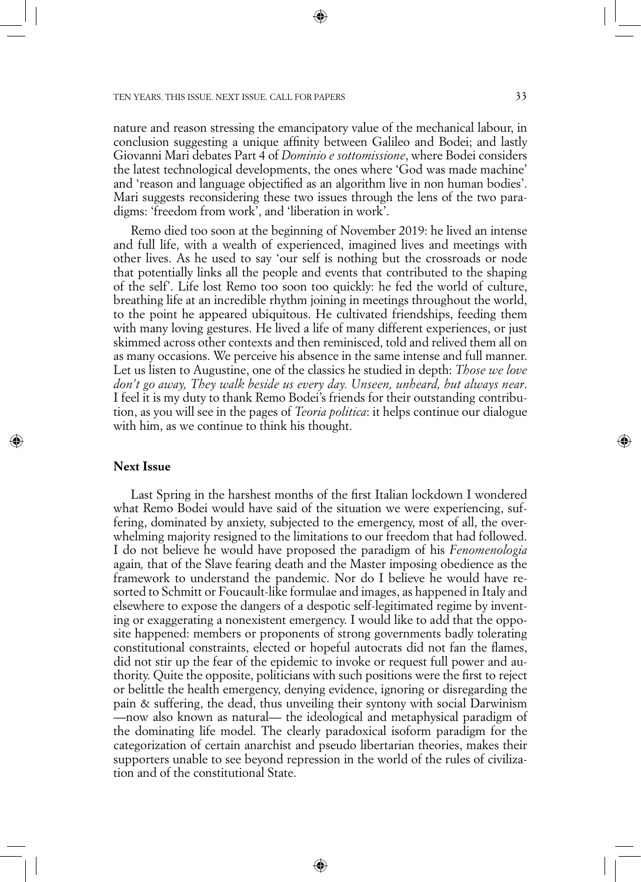nature and reason stressing the emancipatory value of the mechanical labour, in conclusion suggesting a unique affinity between Galileo and Bodei; and lastly Giovanni Mari debates Part 4 of *Dominio e sottomissione*, where Bodei considers the latest technological developments, the ones where 'God was made machine' and 'reason and language objectified as an algorithm live in non human bodies'. Mari suggests reconsidering these two issues through the lens of the two paradigms: 'freedom from work', and 'liberation in work'.

Remo died too soon at the beginning of November 2019: he lived an intense and full life, with a wealth of experienced, imagined lives and meetings with other lives. As he used to say 'our self is nothing but the crossroads or node that potentially links all the people and events that contributed to the shaping of the self'. Life lost Remo too soon too quickly: he fed the world of culture, breathing life at an incredible rhythm joining in meetings throughout the world, to the point he appeared ubiquitous. He cultivated friendships, feeding them with many loving gestures. He lived a life of many different experiences, or just skimmed across other contexts and then reminisced, told and relived them all on as many occasions. We perceive his absence in the same intense and full manner. Let us listen to Augustine, one of the classics he studied in depth: *Those we love don't go away, They walk beside us every day. Unseen, unheard, but always near*. I feel it is my duty to thank Remo Bodei's friends for their outstanding contribution, as you will see in the pages of *Teoria politica*: it helps continue our dialogue with him, as we continue to think his thought.

## Next Issue

Last Spring in the harshest months of the first Italian lockdown I wondered what Remo Bodei would have said of the situation we were experiencing, suffering, dominated by anxiety, subjected to the emergency, most of all, the overwhelming majority resigned to the limitations to our freedom that had followed. I do not believe he would have proposed the paradigm of his *Fenomenologia* again, that of the Slave fearing death and the Master imposing obedience as the framework to understand the pandemic. Nor do I believe he would have resorted to Schmitt or Foucault-like formulae and images, as happened in Italy and elsewhere to expose the dangers of a despotic self-legitimated regime by inventing or exaggerating a nonexistent emergency. I would like to add that the opposite happened: members or proponents of strong governments badly tolerating constitutional constraints, elected or hopeful autocrats did not fan the flames, did not stir up the fear of the epidemic to invoke or request full power and authority. Quite the opposite, politicians with such positions were the first to reject or belittle the health emergency, denying evidence, ignoring or disregarding the pain & suffering, the dead, thus unveiling their syntony with social Darwinism —now also known as natural— the ideological and metaphysical paradigm of the dominating life model. The clearly paradoxical isoform paradigm for the categorization of certain anarchist and pseudo libertarian theories, makes their supporters unable to see beyond repression in the world of the rules of civilization and of the constitutional State.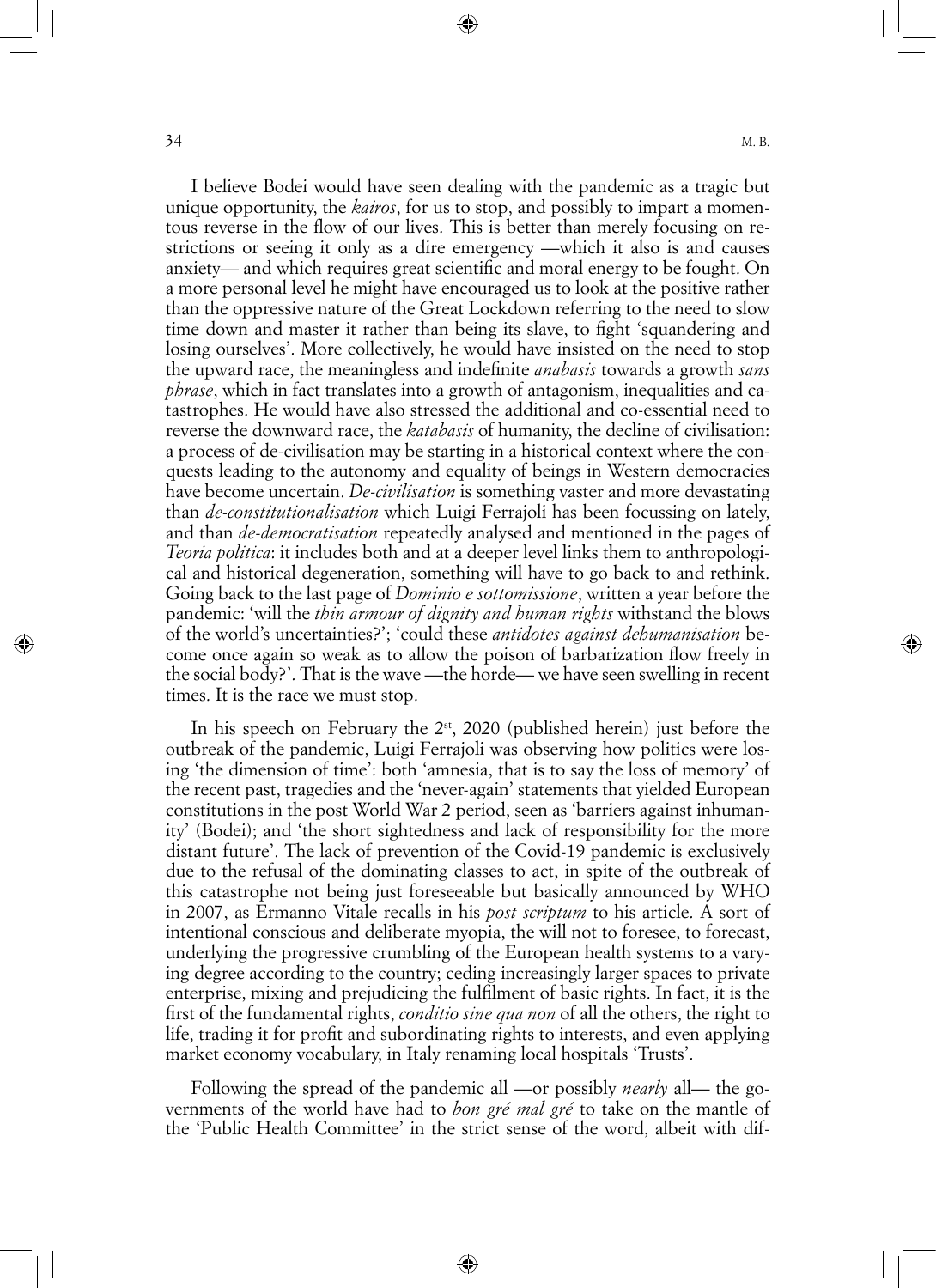I believe Bodei would have seen dealing with the pandemic as a tragic but unique opportunity, the *kairos*, for us to stop, and possibly to impart a momentous reverse in the flow of our lives. This is better than merely focusing on restrictions or seeing it only as a dire emergency —which it also is and causes anxiety— and which requires great scientific and moral energy to be fought. On a more personal level he might have encouraged us to look at the positive rather than the oppressive nature of the Great Lockdown referring to the need to slow time down and master it rather than being its slave, to fight 'squandering and losing ourselves'. More collectively, he would have insisted on the need to stop the upward race, the meaningless and indefinite *anabasis* towards a growth *sans phrase*, which in fact translates into a growth of antagonism, inequalities and catastrophes. He would have also stressed the additional and co-essential need to reverse the downward race, the *katabasis* of humanity, the decline of civilisation: a process of de-civilisation may be starting in a historical context where the conquests leading to the autonomy and equality of beings in Western democracies have become uncertain. *De-civilisation* is something vaster and more devastating than *de-constitutionalisation* which Luigi Ferrajoli has been focussing on lately, and than *de-democratisation* repeatedly analysed and mentioned in the pages of *Teoria politica*: it includes both and at a deeper level links them to anthropological and historical degeneration, something will have to go back to and rethink. Going back to the last page of *Dominio e sottomissione*, written a year before the pandemic: 'will the *thin armour of dignity and human rights* withstand the blows of the world's uncertainties?'; 'could these *antidotes against dehumanisation* become once again so weak as to allow the poison of barbarization flow freely in the social body?'. That is the wave —the horde— we have seen swelling in recent times. It is the race we must stop.

In his speech on February the 2st, 2020 (published herein) just before the outbreak of the pandemic, Luigi Ferrajoli was observing how politics were losing 'the dimension of time': both 'amnesia, that is to say the loss of memory' of the recent past, tragedies and the 'never-again' statements that yielded European constitutions in the post World War 2 period, seen as 'barriers against inhumanity' (Bodei); and 'the short sightedness and lack of responsibility for the more distant future'. The lack of prevention of the Covid-19 pandemic is exclusively due to the refusal of the dominating classes to act, in spite of the outbreak of this catastrophe not being just foreseeable but basically announced by WHO in 2007, as Ermanno Vitale recalls in his *post scriptum* to his article. A sort of intentional conscious and deliberate myopia, the will not to foresee, to forecast, underlying the progressive crumbling of the European health systems to a varying degree according to the country; ceding increasingly larger spaces to private enterprise, mixing and prejudicing the fulfilment of basic rights. In fact, it is the first of the fundamental rights, *conditio sine qua non* of all the others, the right to life, trading it for profit and subordinating rights to interests, and even applying market economy vocabulary, in Italy renaming local hospitals 'Trusts'.

Following the spread of the pandemic all —or possibly *nearly* all— the governments of the world have had to *bon gré mal gré* to take on the mantle of the 'Public Health Committee' in the strict sense of the word, albeit with dif-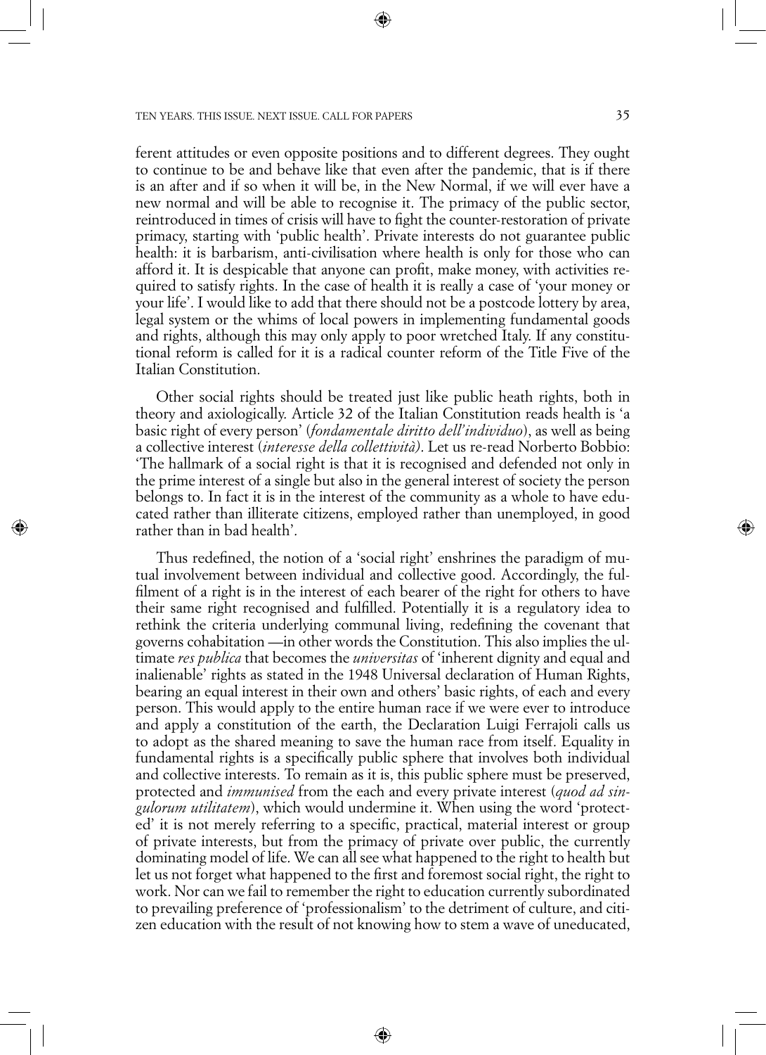ferent attitudes or even opposite positions and to different degrees. They ought to continue to be and behave like that even after the pandemic, that is if there is an after and if so when it will be, in the New Normal, if we will ever have a new normal and will be able to recognise it. The primacy of the public sector, reintroduced in times of crisis will have to fight the counter-restoration of private primacy, starting with 'public health'. Private interests do not guarantee public health: it is barbarism, anti-civilisation where health is only for those who can afford it. It is despicable that anyone can profit, make money, with activities required to satisfy rights. In the case of health it is really a case of 'your money or your life'. I would like to add that there should not be a postcode lottery by area, legal system or the whims of local powers in implementing fundamental goods and rights, although this may only apply to poor wretched Italy. If any constitutional reform is called for it is a radical counter reform of the Title Five of the Italian Constitution.

Other social rights should be treated just like public heath rights, both in theory and axiologically. Article 32 of the Italian Constitution reads health is 'a basic right of every person' (*fondamentale diritto dell'individuo*), as well as being a collective interest (*interesse della collettività)*. Let us re-read Norberto Bobbio: 'The hallmark of a social right is that it is recognised and defended not only in the prime interest of a single but also in the general interest of society the person belongs to. In fact it is in the interest of the community as a whole to have educated rather than illiterate citizens, employed rather than unemployed, in good rather than in bad health'.

Thus redefined, the notion of a 'social right' enshrines the paradigm of mutual involvement between individual and collective good. Accordingly, the fulfilment of a right is in the interest of each bearer of the right for others to have their same right recognised and fulfilled. Potentially it is a regulatory idea to rethink the criteria underlying communal living, redefining the covenant that governs cohabitation —in other words the Constitution. This also implies the ultimate *res publica* that becomes the *universitas* of 'inherent dignity and equal and inalienable' rights as stated in the 1948 Universal declaration of Human Rights, bearing an equal interest in their own and others' basic rights, of each and every person. This would apply to the entire human race if we were ever to introduce and apply a constitution of the earth, the Declaration Luigi Ferrajoli calls us to adopt as the shared meaning to save the human race from itself. Equality in fundamental rights is a specifically public sphere that involves both individual and collective interests. To remain as it is, this public sphere must be preserved, protected and *immunised* from the each and every private interest (*quod ad singulorum utilitatem*), which would undermine it. When using the word 'protected' it is not merely referring to a specific, practical, material interest or group of private interests, but from the primacy of private over public, the currently dominating model of life. We can all see what happened to the right to health but let us not forget what happened to the first and foremost social right, the right to work. Nor can we fail to remember the right to education currently subordinated to prevailing preference of 'professionalism' to the detriment of culture, and citizen education with the result of not knowing how to stem a wave of uneducated,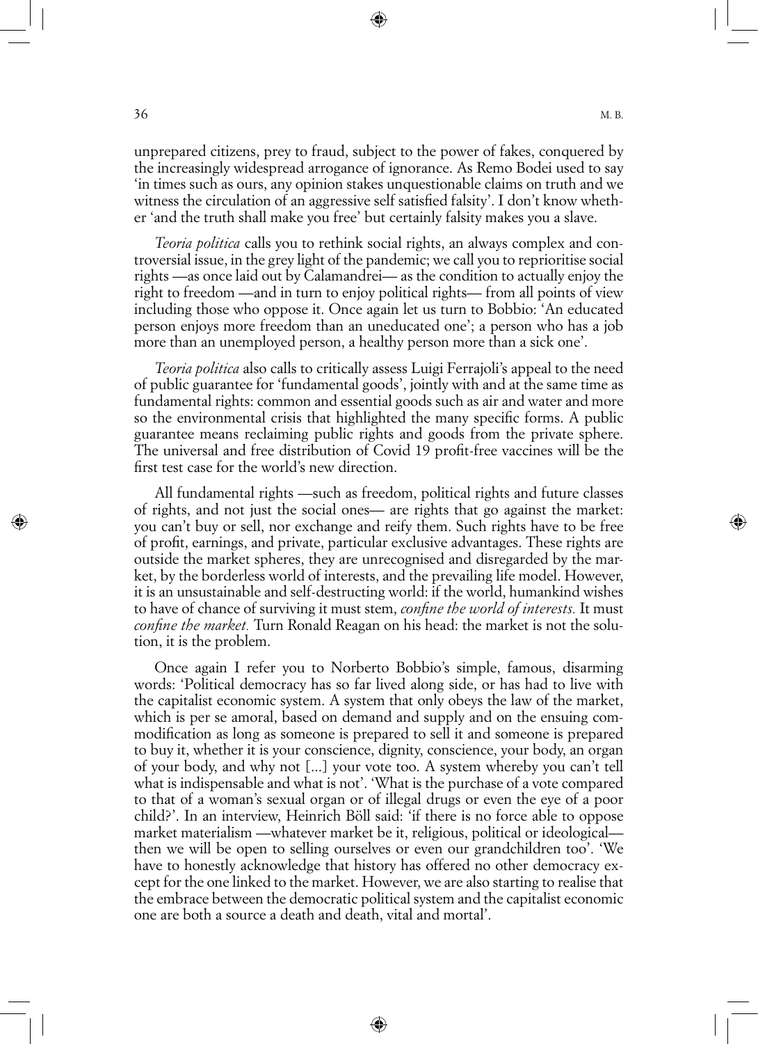unprepared citizens, prey to fraud, subject to the power of fakes, conquered by the increasingly widespread arrogance of ignorance. As Remo Bodei used to say 'in times such as ours, any opinion stakes unquestionable claims on truth and we witness the circulation of an aggressive self satisfied falsity'. I don't know whether 'and the truth shall make you free' but certainly falsity makes you a slave.

*Teoria politica* calls you to rethink social rights, an always complex and controversial issue, in the grey light of the pandemic; we call you to reprioritise social rights —as once laid out by Calamandrei— as the condition to actually enjoy the right to freedom —and in turn to enjoy political rights— from all points of view including those who oppose it. Once again let us turn to Bobbio: 'An educated person enjoys more freedom than an uneducated one'; a person who has a job more than an unemployed person, a healthy person more than a sick one'.

*Teoria politica* also calls to critically assess Luigi Ferrajoli's appeal to the need of public guarantee for 'fundamental goods', jointly with and at the same time as fundamental rights: common and essential goods such as air and water and more so the environmental crisis that highlighted the many specific forms. A public guarantee means reclaiming public rights and goods from the private sphere. The universal and free distribution of Covid 19 profit-free vaccines will be the first test case for the world's new direction.

All fundamental rights —such as freedom, political rights and future classes of rights, and not just the social ones— are rights that go against the market: you can't buy or sell, nor exchange and reify them. Such rights have to be free of profit, earnings, and private, particular exclusive advantages. These rights are outside the market spheres, they are unrecognised and disregarded by the market, by the borderless world of interests, and the prevailing life model. However, it is an unsustainable and self-destructing world: if the world, humankind wishes to have of chance of surviving it must stem, *confine the world of interests.* It must *confine the market.* Turn Ronald Reagan on his head: the market is not the solution, it is the problem.

Once again I refer you to Norberto Bobbio's simple, famous, disarming words: 'Political democracy has so far lived along side, or has had to live with the capitalist economic system. A system that only obeys the law of the market, which is per se amoral, based on demand and supply and on the ensuing commodification as long as someone is prepared to sell it and someone is prepared to buy it, whether it is your conscience, dignity, conscience, your body, an organ of your body, and why not [...] your vote too. A system whereby you can't tell what is indispensable and what is not'. 'What is the purchase of a vote compared to that of a woman's sexual organ or of illegal drugs or even the eye of a poor child?'. In an interview, Heinrich Böll said: 'if there is no force able to oppose market materialism —whatever market be it, religious, political or ideological— then we will be open to selling ourselves or even our grandchildren too'. 'We have to honestly acknowledge that history has offered no other democracy except for the one linked to the market. However, we are also starting to realise that the embrace between the democratic political system and the capitalist economic one are both a source a death and death, vital and mortal'.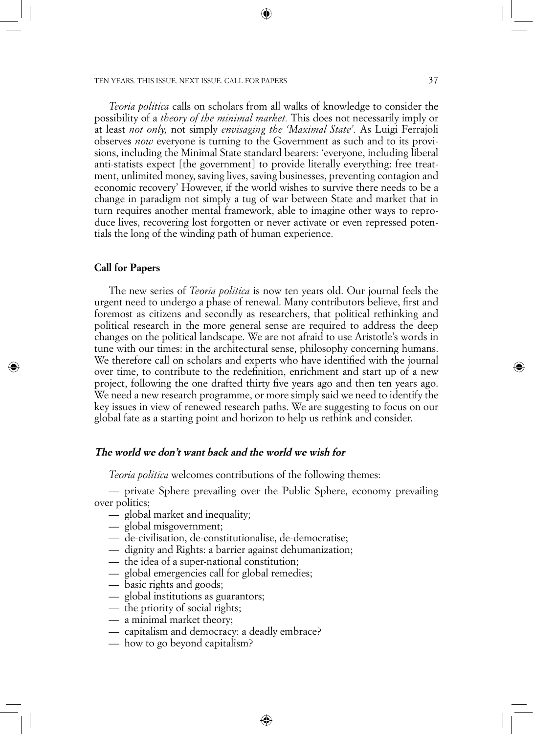*Teoria politica* calls on scholars from all walks of knowledge to consider the possibility of a *theory of the minimal market.* This does not necessarily imply or at least *not only,* not simply *envisaging the 'Maximal State'.* As Luigi Ferrajoli observes *now* everyone is turning to the Government as such and to its provisions, including the Minimal State standard bearers: 'everyone, including liberal anti-statists expect [the government] to provide literally everything: free treatment, unlimited money, saving lives, saving businesses, preventing contagion and economic recovery' However, if the world wishes to survive there needs to be a change in paradigm not simply a tug of war between State and market that in turn requires another mental framework, able to imagine other ways to reproduce lives, recovering lost forgotten or never activate or even repressed potentials the long of the winding path of human experience.

### Call for Papers

The new series of *Teoria politica* is now ten years old. Our journal feels the urgent need to undergo a phase of renewal. Many contributors believe, first and foremost as citizens and secondly as researchers, that political rethinking and political research in the more general sense are required to address the deep changes on the political landscape. We are not afraid to use Aristotle's words in tune with our times: in the architectural sense, philosophy concerning humans. We therefore call on scholars and experts who have identified with the journal over time, to contribute to the redefinition, enrichment and start up of a new project, following the one drafted thirty five years ago and then ten years ago. We need a new research programme, or more simply said we need to identify the key issues in view of renewed research paths. We are suggesting to focus on our global fate as a starting point and horizon to help us rethink and consider.

#### ***The world we don't want back and the world we wish for***

*Teoria politica* welcomes contributions of the following themes:

- private Sphere prevailing over the Public Sphere, economy prevailing over politics;
- global market and inequality;
- global misgovernment;
- de-civilisation, de-constitutionalise, de-democratise;
- dignity and Rights: a barrier against dehumanization;
- the idea of a super-national constitution;
- global emergencies call for global remedies;
- basic rights and goods;
- global institutions as guarantors;
- the priority of social rights;
- a minimal market theory;
- capitalism and democracy: a deadly embrace?
- how to go beyond capitalism?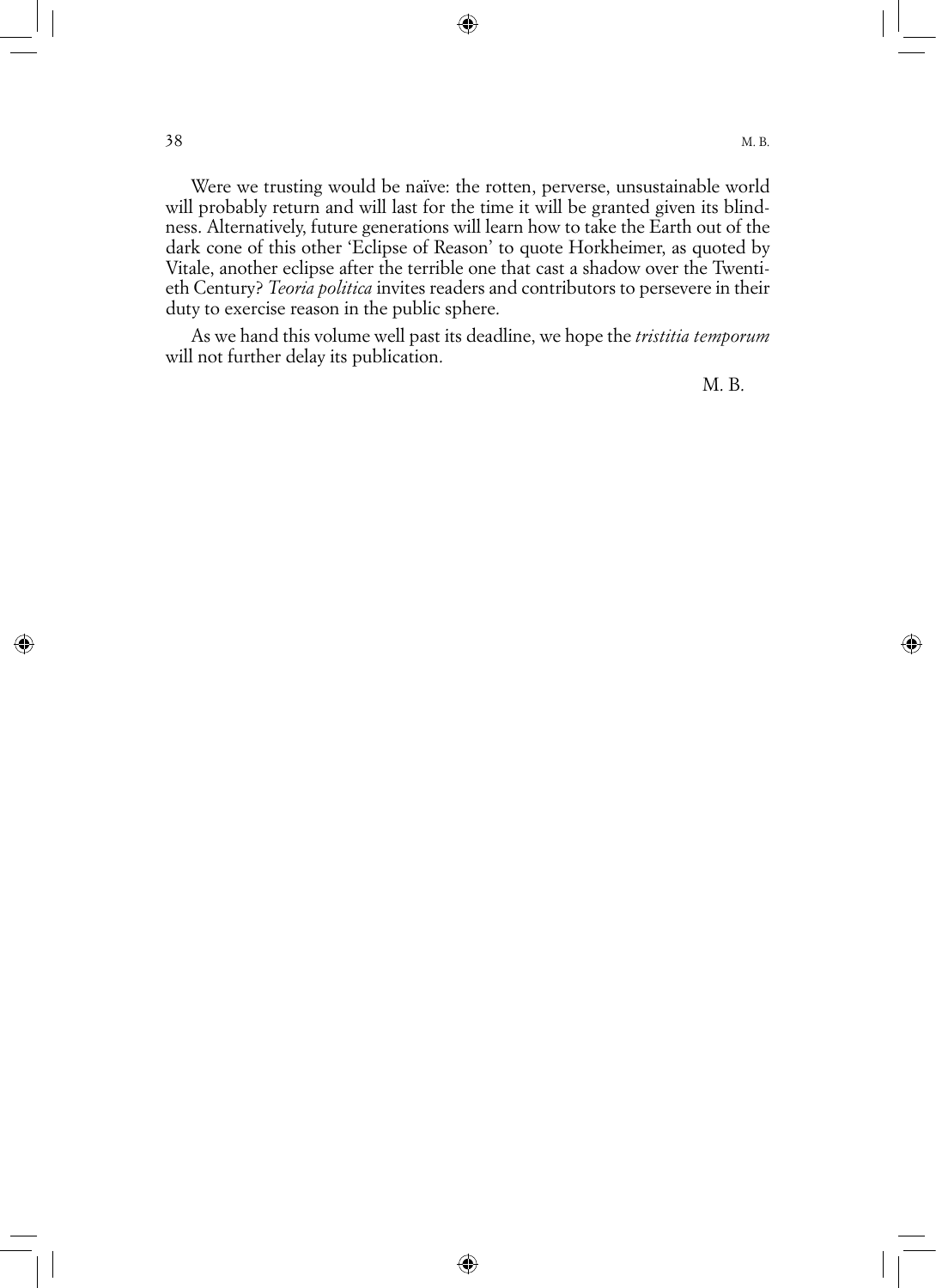Were we trusting would be naïve: the rotten, perverse, unsustainable world will probably return and will last for the time it will be granted given its blindness. Alternatively, future generations will learn how to take the Earth out of the dark cone of this other 'Eclipse of Reason' to quote Horkheimer, as quoted by Vitale, another eclipse after the terrible one that cast a shadow over the Twentieth Century? *Teoria politica* invites readers and contributors to persevere in their duty to exercise reason in the public sphere.

As we hand this volume well past its deadline, we hope the *tristitia temporum* will not further delay its publication.

M. B.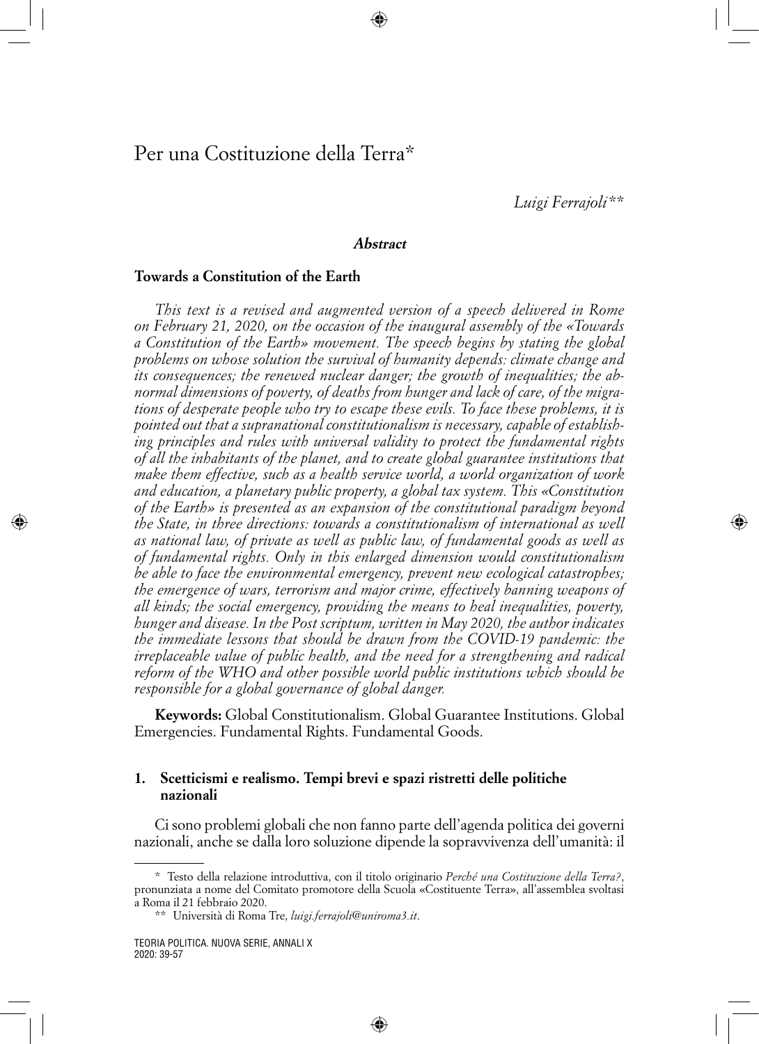# Per una Costituzione della Terra*

*Luigi Ferrajoli***

### *Abstract*

**Towards a Constitution of the Earth**

*This text is a revised and augmented version of a speech delivered in Rome on February 21, 2020, on the occasion of the inaugural assembly of the «Towards a Constitution of the Earth» movement. The speech begins by stating the global problems on whose solution the survival of humanity depends: climate change and its consequences; the renewed nuclear danger; the growth of inequalities; the abnormal dimensions of poverty, of deaths from hunger and lack of care, of the migrations of desperate people who try to escape these evils. To face these problems, it is pointed out that a supranational constitutionalism is necessary, capable of establishing principles and rules with universal validity to protect the fundamental rights of all the inhabitants of the planet, and to create global guarantee institutions that make them effective, such as a health service world, a world organization of work and education, a planetary public property, a global tax system. This «Constitution of the Earth» is presented as an expansion of the constitutional paradigm beyond the State, in three directions: towards a constitutionalism of international as well as national law, of private as well as public law, of fundamental goods as well as of fundamental rights. Only in this enlarged dimension would constitutionalism be able to face the environmental emergency, prevent new ecological catastrophes; the emergence of wars, terrorism and major crime, effectively banning weapons of all kinds; the social emergency, providing the means to heal inequalities, poverty, hunger and disease. In the Post scriptum, written in May 2020, the author indicates the immediate lessons that should be drawn from the COVID-19 pandemic: the irreplaceable value of public health, and the need for a strengthening and radical reform of the WHO and other possible world public institutions which should be responsible for a global governance of global danger.*

**Keywords:** Global Constitutionalism. Global Guarantee Institutions. Global Emergencies. Fundamental Rights. Fundamental Goods.

## 1. Scetticismi e realismo. Tempi brevi e spazi ristretti delle politiche nazionali

Ci sono problemi globali che non fanno parte dell'agenda politica dei governi nazionali, anche se dalla loro soluzione dipende la sopravvivenza dell'umanità: il

---

\* Testo della relazione introduttiva, con il titolo originario *Perché una Costituzione della Terra?*, pronunziata a nome del Comitato promotore della Scuola «Costituente Terra», all'assemblea svoltasi a Roma il 21 febbraio 2020.

\*\* Università di Roma Tre, *luigi.ferrajoli@uniroma3.it*.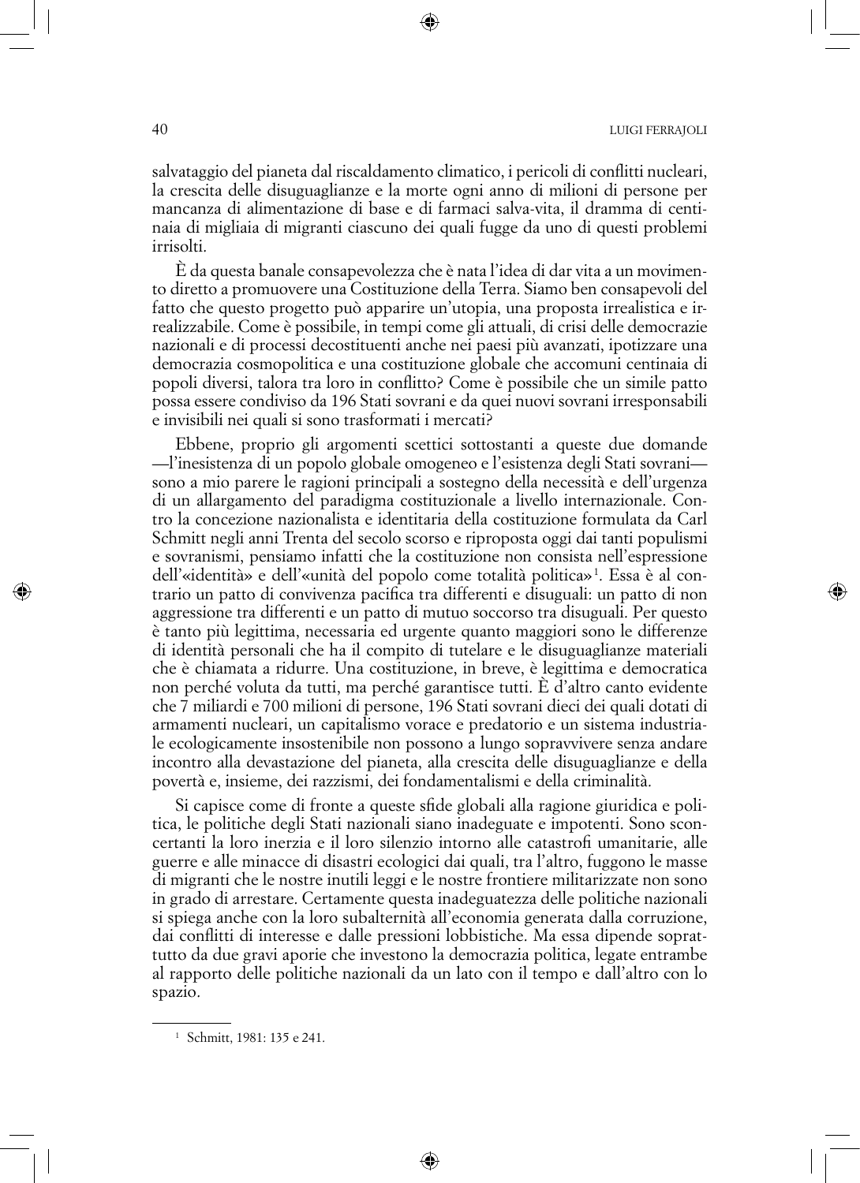salvataggio del pianeta dal riscaldamento climatico, i pericoli di conflitti nucleari, la crescita delle disuguaglianze e la morte ogni anno di milioni di persone per mancanza di alimentazione di base e di farmaci salva-vita, il dramma di centinaia di migliaia di migranti ciascuno dei quali fugge da uno di questi problemi irrisolti.

È da questa banale consapevolezza che è nata l'idea di dar vita a un movimento diretto a promuovere una Costituzione della Terra. Siamo ben consapevoli del fatto che questo progetto può apparire un'utopia, una proposta irrealistica e irrealizzabile. Come è possibile, in tempi come gli attuali, di crisi delle democrazie nazionali e di processi decostituenti anche nei paesi più avanzati, ipotizzare una democrazia cosmopolitica e una costituzione globale che accomuni centinaia di popoli diversi, talora tra loro in conflitto? Come è possibile che un simile patto possa essere condiviso da 196 Stati sovrani e da quei nuovi sovrani irresponsabili e invisibili nei quali si sono trasformati i mercati?

Ebbene, proprio gli argomenti scettici sottostanti a queste due domande —l'inesistenza di un popolo globale omogeneo e l'esistenza degli Stati sovrani— sono a mio parere le ragioni principali a sostegno della necessità e dell'urgenza di un allargamento del paradigma costituzionale a livello internazionale. Contro la concezione nazionalista e identitaria della costituzione formulata da Carl Schmitt negli anni Trenta del secolo scorso e riproposta oggi dai tanti populismi e sovranismi, pensiamo infatti che la costituzione non consista nell'espressione dell'«identità» e dell'«unità del popolo come totalità politica»[1]. Essa è al contrario un patto di convivenza pacifica tra differenti e disuguali: un patto di non aggressione tra differenti e un patto di mutuo soccorso tra disuguali. Per questo è tanto più legittima, necessaria ed urgente quanto maggiori sono le differenze di identità personali che ha il compito di tutelare e le disuguaglianze materiali che è chiamata a ridurre. Una costituzione, in breve, è legittima e democratica non perché voluta da tutti, ma perché garantisce tutti. È d'altro canto evidente che 7 miliardi e 700 milioni di persone, 196 Stati sovrani dieci dei quali dotati di armamenti nucleari, un capitalismo vorace e predatorio e un sistema industriale ecologicamente insostenibile non possono a lungo sopravvivere senza andare incontro alla devastazione del pianeta, alla crescita delle disuguaglianze e della povertà e, insieme, dei razzismi, dei fondamentalismi e della criminalità.

Si capisce come di fronte a queste sfide globali alla ragione giuridica e politica, le politiche degli Stati nazionali siano inadeguate e impotenti. Sono sconcertanti la loro inerzia e il loro silenzio intorno alle catastrofi umanitarie, alle guerre e alle minacce di disastri ecologici dai quali, tra l'altro, fuggono le masse di migranti che le nostre inutili leggi e le nostre frontiere militarizzate non sono in grado di arrestare. Certamente questa inadeguatezza delle politiche nazionali si spiega anche con la loro subalternità all'economia generata dalla corruzione, dai conflitti di interesse e dalle pressioni lobbistiche. Ma essa dipende soprattutto da due gravi aporie che investono la democrazia politica, legate entrambe al rapporto delle politiche nazionali da un lato con il tempo e dall'altro con lo spazio.

---

[1] Schmitt, 1981: 135 e 241.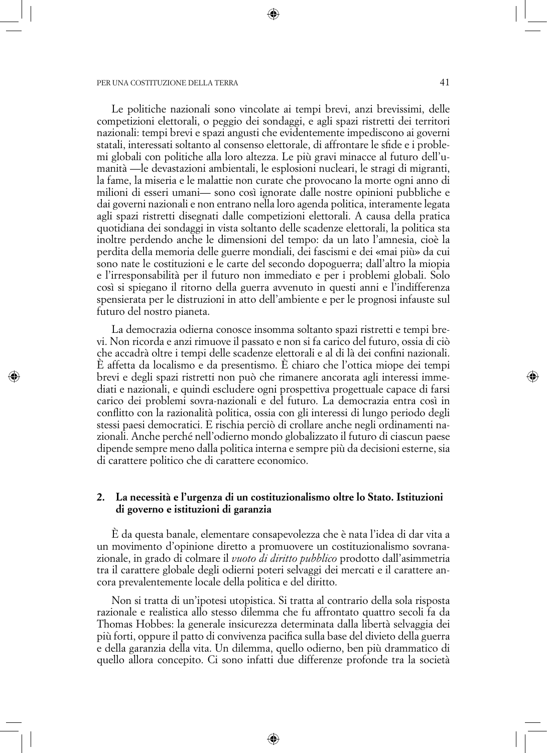Le politiche nazionali sono vincolate ai tempi brevi, anzi brevissimi, delle competizioni elettorali, o peggio dei sondaggi, e agli spazi ristretti dei territori nazionali: tempi brevi e spazi angusti che evidentemente impediscono ai governi statali, interessati soltanto al consenso elettorale, di affrontare le sfide e i problemi globali con politiche alla loro altezza. Le più gravi minacce al futuro dell'umanità —le devastazioni ambientali, le esplosioni nucleari, le stragi di migranti, la fame, la miseria e le malattie non curate che provocano la morte ogni anno di milioni di esseri umani— sono così ignorate dalle nostre opinioni pubbliche e dai governi nazionali e non entrano nella loro agenda politica, interamente legata agli spazi ristretti disegnati dalle competizioni elettorali. A causa della pratica quotidiana dei sondaggi in vista soltanto delle scadenze elettorali, la politica sta inoltre perdendo anche le dimensioni del tempo: da un lato l'amnesia, cioè la perdita della memoria delle guerre mondiali, dei fascismi e dei «mai più» da cui sono nate le costituzioni e le carte del secondo dopoguerra; dall'altro la miopia e l'irresponsabilità per il futuro non immediato e per i problemi globali. Solo così si spiegano il ritorno della guerra avvenuto in questi anni e l'indifferenza spensierata per le distruzioni in atto dell'ambiente e per le prognosi infauste sul futuro del nostro pianeta.

La democrazia odierna conosce insomma soltanto spazi ristretti e tempi brevi. Non ricorda e anzi rimuove il passato e non si fa carico del futuro, ossia di ciò che accadrà oltre i tempi delle scadenze elettorali e al di là dei confini nazionali. È affetta da localismo e da presentismo. È chiaro che l'ottica miope dei tempi brevi e degli spazi ristretti non può che rimanere ancorata agli interessi immediati e nazionali, e quindi escludere ogni prospettiva progettuale capace di farsi carico dei problemi sovra-nazionali e del futuro. La democrazia entra così in conflitto con la razionalità politica, ossia con gli interessi di lungo periodo degli stessi paesi democratici. E rischia perciò di crollare anche negli ordinamenti nazionali. Anche perché nell'odierno mondo globalizzato il futuro di ciascun paese dipende sempre meno dalla politica interna e sempre più da decisioni esterne, sia di carattere politico che di carattere economico.

## 2. La necessità e l'urgenza di un costituzionalismo oltre lo Stato. Istituzioni di governo e istituzioni di garanzia

È da questa banale, elementare consapevolezza che è nata l'idea di dar vita a un movimento d'opinione diretto a promuovere un costituzionalismo sovranazionale, in grado di colmare il *vuoto di diritto pubblico* prodotto dall'asimmetria tra il carattere globale degli odierni poteri selvaggi dei mercati e il carattere ancora prevalentemente locale della politica e del diritto.

Non si tratta di un'ipotesi utopistica. Si tratta al contrario della sola risposta razionale e realistica allo stesso dilemma che fu affrontato quattro secoli fa da Thomas Hobbes: la generale insicurezza determinata dalla libertà selvaggia dei più forti, oppure il patto di convivenza pacifica sulla base del divieto della guerra e della garanzia della vita. Un dilemma, quello odierno, ben più drammatico di quello allora concepito. Ci sono infatti due differenze profonde tra la società